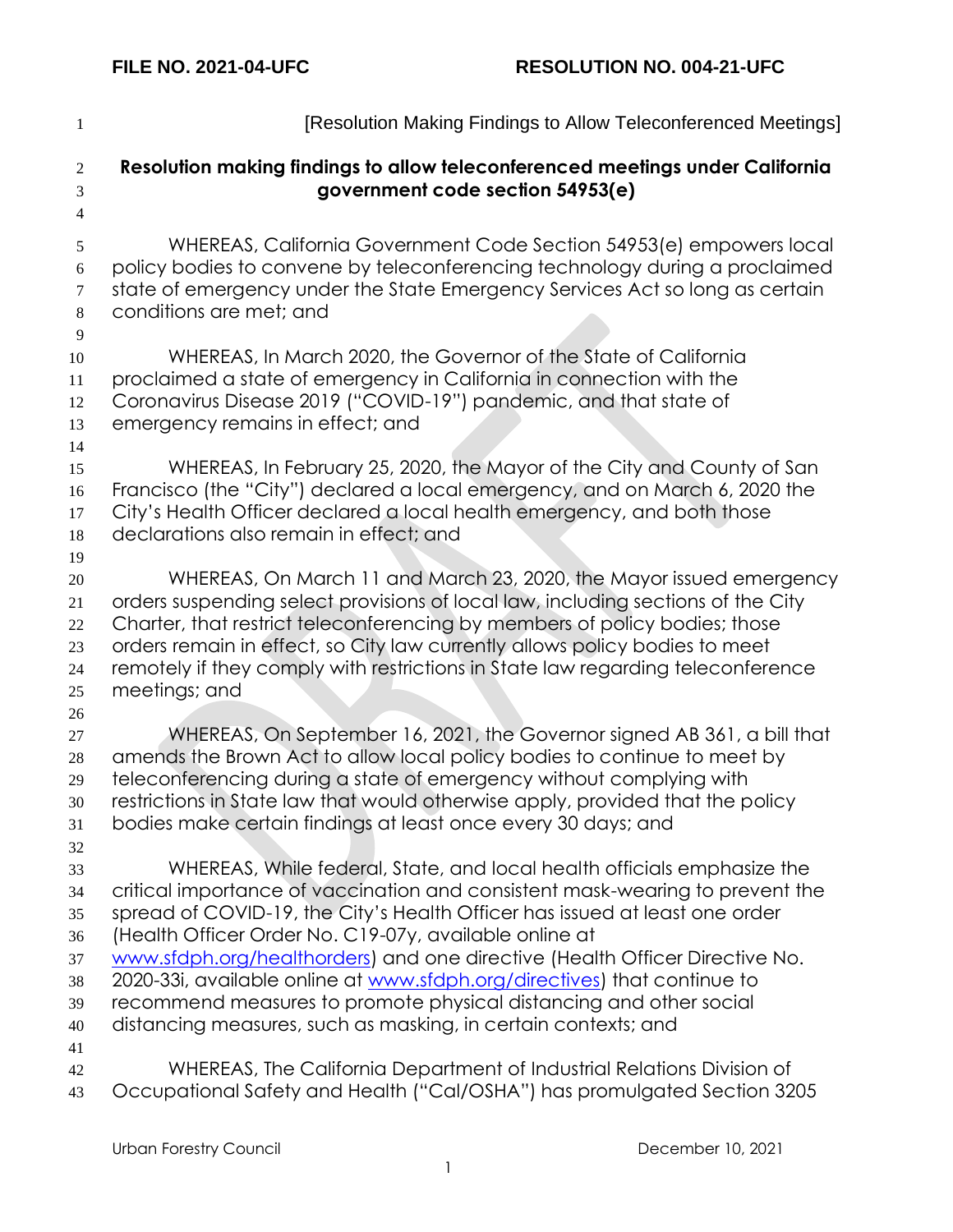**FILE NO. 2021-04-UFC** **RESOLUTION NO. 004-21-UFC**

[Resolution Making Findings to Allow Teleconferenced Meetings]

**Resolution making findings to allow teleconferenced meetings under California government code section 54953(e)**

WHEREAS, California Government Code Section 54953(e) empowers local policy bodies to convene by teleconferencing technology during a proclaimed state of emergency under the State Emergency Services Act so long as certain conditions are met; and

WHEREAS, In March 2020, the Governor of the State of California proclaimed a state of emergency in California in connection with the Coronavirus Disease 2019 ("COVID-19") pandemic, and that state of emergency remains in effect; and

WHEREAS, In February 25, 2020, the Mayor of the City and County of San Francisco (the "City") declared a local emergency, and on March 6, 2020 the City's Health Officer declared a local health emergency, and both those declarations also remain in effect; and

WHEREAS, On March 11 and March 23, 2020, the Mayor issued emergency orders suspending select provisions of local law, including sections of the City Charter, that restrict teleconferencing by members of policy bodies; those orders remain in effect, so City law currently allows policy bodies to meet remotely if they comply with restrictions in State law regarding teleconference meetings; and

WHEREAS, On September 16, 2021, the Governor signed AB 361, a bill that amends the Brown Act to allow local policy bodies to continue to meet by teleconferencing during a state of emergency without complying with restrictions in State law that would otherwise apply, provided that the policy bodies make certain findings at least once every 30 days; and

WHEREAS, While federal, State, and local health officials emphasize the critical importance of vaccination and consistent mask-wearing to prevent the spread of COVID-19, the City's Health Officer has issued at least one order (Health Officer Order No. C19-07y, available online at www.sfdph.org/healthorders) and one directive (Health Officer Directive No. 2020-33i, available online at www.sfdph.org/directives) that continue to recommend measures to promote physical distancing and other social distancing measures, such as masking, in certain contexts; and

WHEREAS, The California Department of Industrial Relations Division of Occupational Safety and Health ("Cal/OSHA") has promulgated Section 3205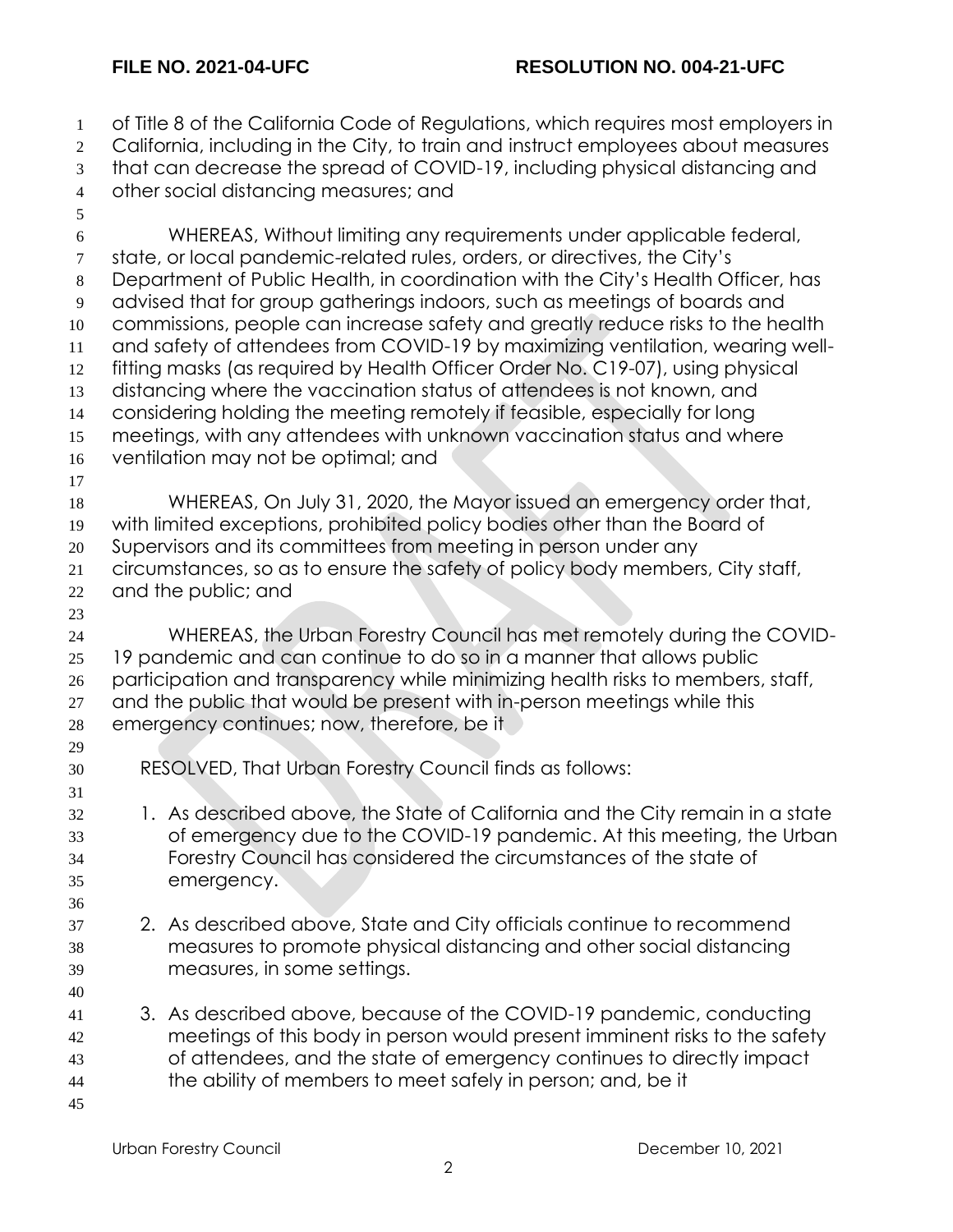of Title 8 of the California Code of Regulations, which requires most employers in California, including in the City, to train and instruct employees about measures that can decrease the spread of COVID-19, including physical distancing and other social distancing measures; and

WHEREAS, Without limiting any requirements under applicable federal, state, or local pandemic-related rules, orders, or directives, the City's Department of Public Health, in coordination with the City's Health Officer, has advised that for group gatherings indoors, such as meetings of boards and commissions, people can increase safety and greatly reduce risks to the health and safety of attendees from COVID-19 by maximizing ventilation, wearing well-fitting masks (as required by Health Officer Order No. C19-07), using physical distancing where the vaccination status of attendees is not known, and considering holding the meeting remotely if feasible, especially for long meetings, with any attendees with unknown vaccination status and where ventilation may not be optimal; and

WHEREAS, On July 31, 2020, the Mayor issued an emergency order that, with limited exceptions, prohibited policy bodies other than the Board of Supervisors and its committees from meeting in person under any circumstances, so as to ensure the safety of policy body members, City staff, and the public; and

WHEREAS, the Urban Forestry Council has met remotely during the COVID-19 pandemic and can continue to do so in a manner that allows public participation and transparency while minimizing health risks to members, staff, and the public that would be present with in-person meetings while this emergency continues; now, therefore, be it

RESOLVED, That Urban Forestry Council finds as follows:

1. As described above, the State of California and the City remain in a state of emergency due to the COVID-19 pandemic. At this meeting, the Urban Forestry Council has considered the circumstances of the state of emergency.

2. As described above, State and City officials continue to recommend measures to promote physical distancing and other social distancing measures, in some settings.

3. As described above, because of the COVID-19 pandemic, conducting meetings of this body in person would present imminent risks to the safety of attendees, and the state of emergency continues to directly impact the ability of members to meet safely in person; and, be it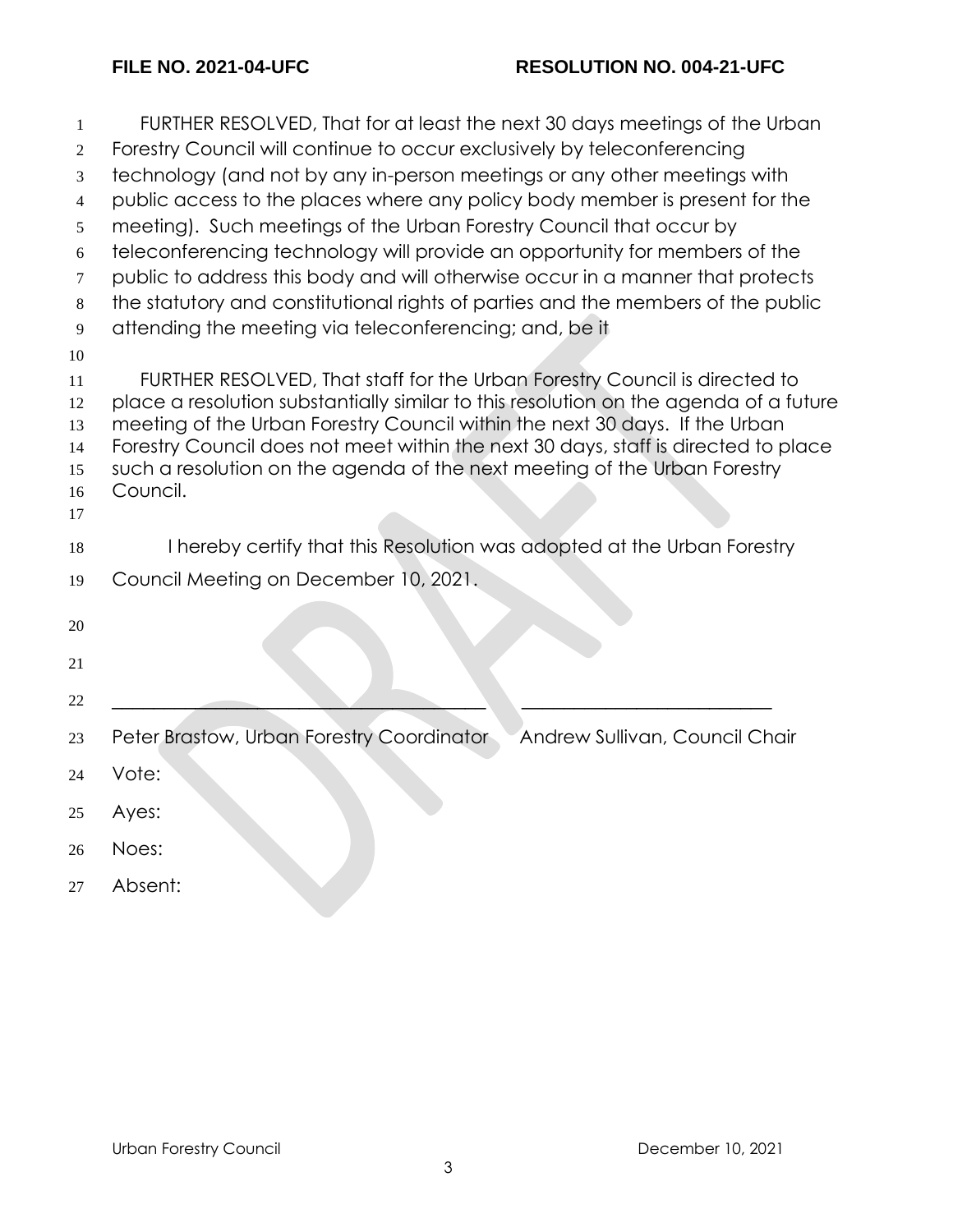**FILE NO. 2021-04-UFC** **RESOLUTION NO. 004-21-UFC**

FURTHER RESOLVED, That for at least the next 30 days meetings of the Urban Forestry Council will continue to occur exclusively by teleconferencing technology (and not by any in-person meetings or any other meetings with public access to the places where any policy body member is present for the meeting). Such meetings of the Urban Forestry Council that occur by teleconferencing technology will provide an opportunity for members of the public to address this body and will otherwise occur in a manner that protects the statutory and constitutional rights of parties and the members of the public attending the meeting via teleconferencing; and, be it

FURTHER RESOLVED, That staff for the Urban Forestry Council is directed to place a resolution substantially similar to this resolution on the agenda of a future meeting of the Urban Forestry Council within the next 30 days. If the Urban Forestry Council does not meet within the next 30 days, staff is directed to place such a resolution on the agenda of the next meeting of the Urban Forestry Council.

I hereby certify that this Resolution was adopted at the Urban Forestry Council Meeting on December 10, 2021.

\_\_\_\_\_\_\_\_\_\_\_\_\_\_\_\_\_\_\_\_\_\_\_\_\_\_\_\_\_\_\_\_\_\_\_\_\_\_ \_\_\_\_\_\_\_\_\_\_\_\_\_\_\_\_\_\_\_\_\_\_\_\_\_\_\_\_\_

Peter Brastow, Urban Forestry Coordinator Andrew Sullivan, Council Chair

Vote:

Ayes:

Noes:

Absent: